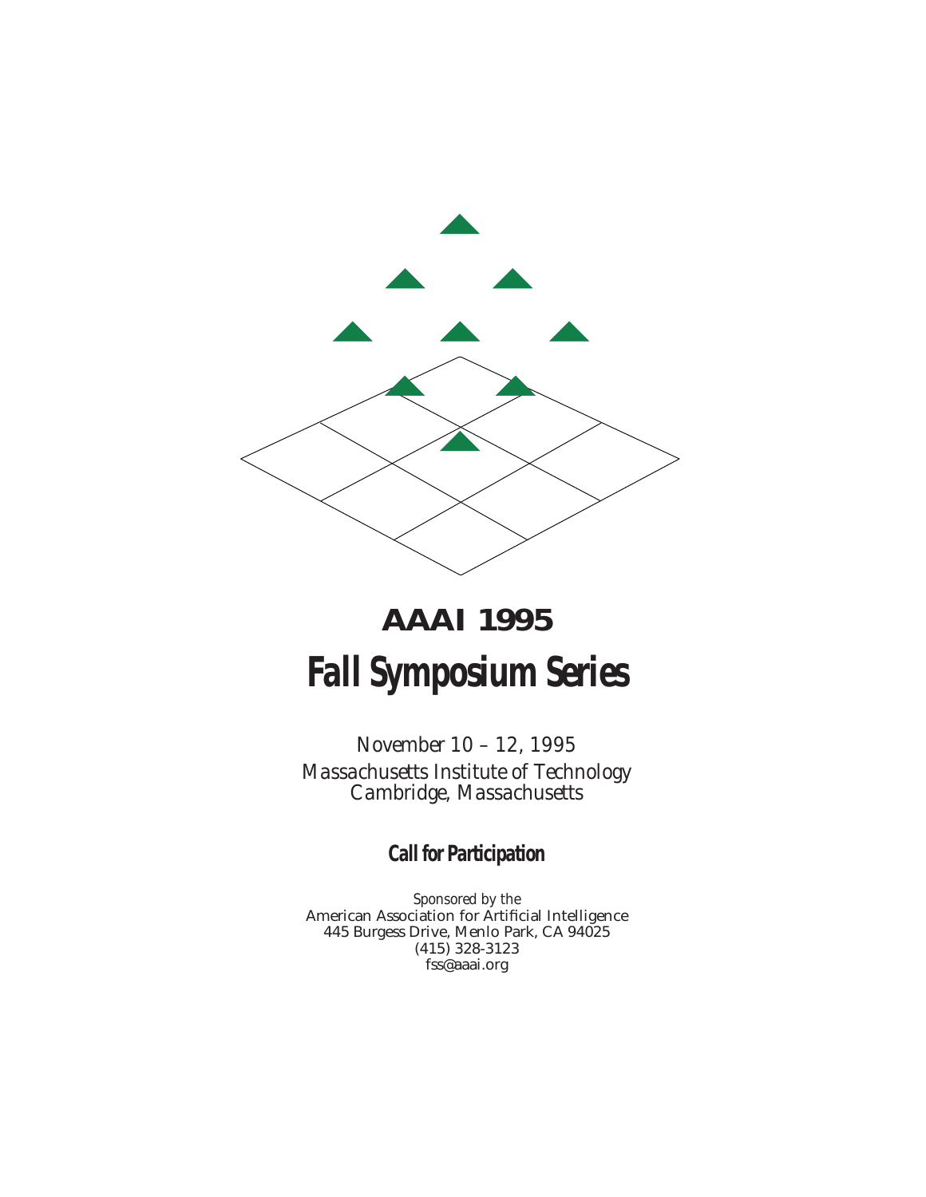# AAAI 1995

# Fall Symposium Series

*November 10 – 12, 1995*
*Massachusetts Institute of Technology*
*Cambridge, Massachusetts*

## Call for Participation

*Sponsored by the*
American Association for Artificial Intelligence
445 Burgess Drive, Menlo Park, CA 94025
(415) 328-3123
fss@aaai.org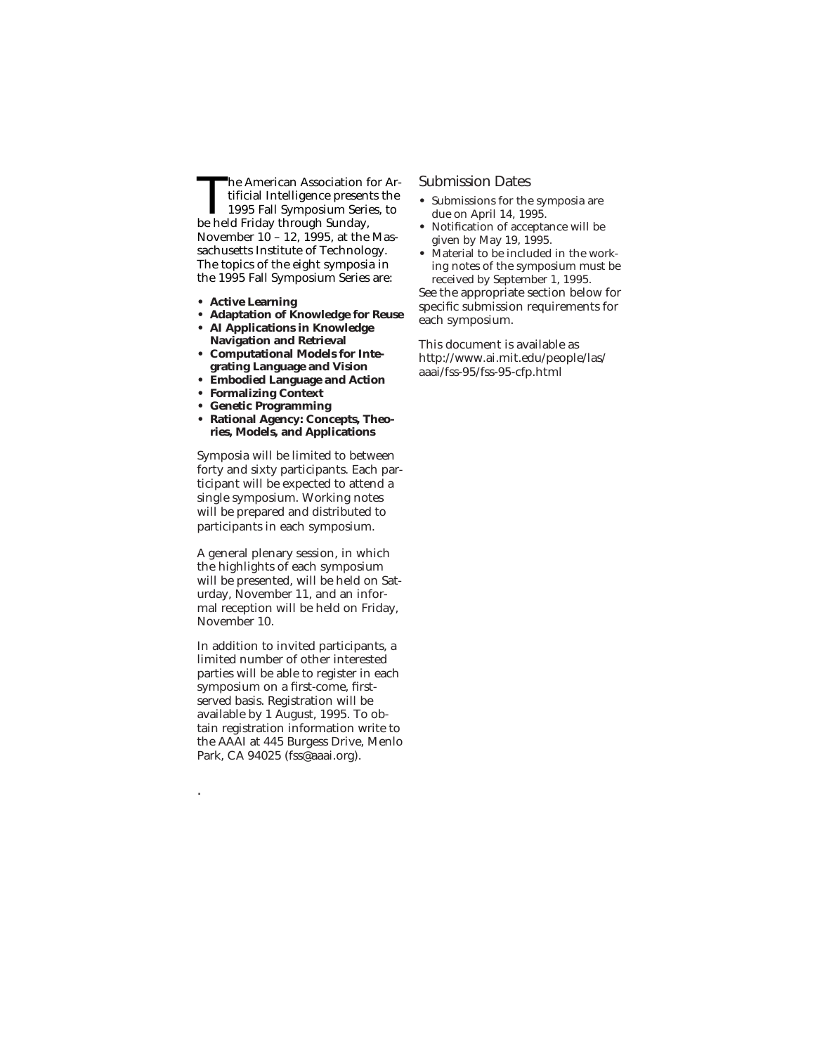The American Association for Artificial Intelligence presents the 1995 Fall Symposium Series, to be held Friday through Sunday, November 10 – 12, 1995, at the Massachusetts Institute of Technology. The topics of the eight symposia in the 1995 Fall Symposium Series are:

- **Active Learning**
- **Adaptation of Knowledge for Reuse**
- **AI Applications in Knowledge Navigation and Retrieval**
- **Computational Models for Integrating Language and Vision**
- **Embodied Language and Action**
- **Formalizing Context**
- **Genetic Programming**
- **Rational Agency: Concepts, Theories, Models, and Applications**

Symposia will be limited to between forty and sixty participants. Each participant will be expected to attend a single symposium. Working notes will be prepared and distributed to participants in each symposium.

A general plenary session, in which the highlights of each symposium will be presented, will be held on Saturday, November 11, and an informal reception will be held on Friday, November 10.

In addition to invited participants, a limited number of other interested parties will be able to register in each symposium on a first-come, first-served basis. Registration will be available by 1 August, 1995. To obtain registration information write to the AAAI at 445 Burgess Drive, Menlo Park, CA 94025 (fss@aaai.org).

.

## Submission Dates

- Submissions for the symposia are due on April 14, 1995.
- Notification of acceptance will be given by May 19, 1995.
- Material to be included in the working notes of the symposium must be received by September 1, 1995.

See the appropriate section below for specific submission requirements for each symposium.

This document is available as http://www.ai.mit.edu/people/las/aaai/fss-95/fss-95-cfp.html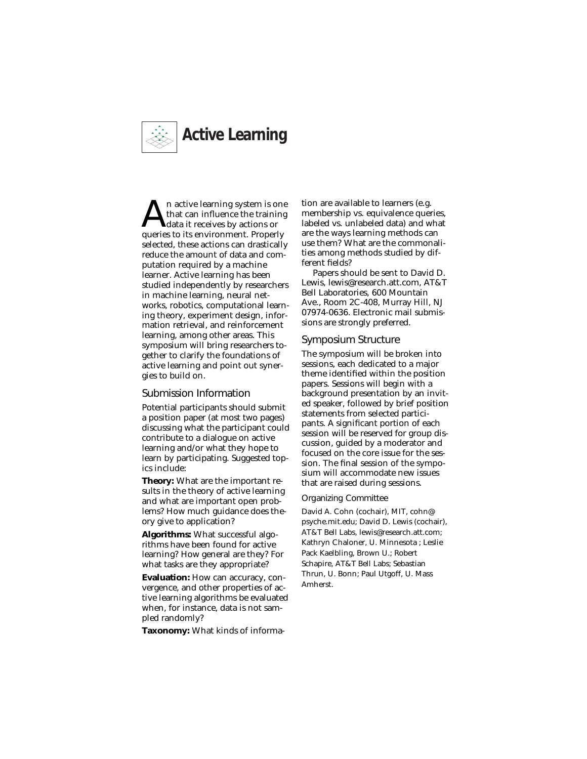# Active Learning

An active learning system is one that can influence the training data it receives by actions or queries to its environment. Properly selected, these actions can drastically reduce the amount of data and computation required by a machine learner. Active learning has been studied independently by researchers in machine learning, neural networks, robotics, computational learning theory, experiment design, information retrieval, and reinforcement learning, among other areas. This symposium will bring researchers together to clarify the foundations of active learning and point out synergies to build on.

## Submission Information

Potential participants should submit a position paper (at most two pages) discussing what the participant could contribute to a dialogue on active learning and/or what they hope to learn by participating. Suggested topics include:

**Theory:** What are the important results in the theory of active learning and what are important open problems? How much guidance does theory give to application?

**Algorithms:** What successful algorithms have been found for active learning? How general are they? For what tasks are they appropriate?

**Evaluation:** How can accuracy, convergence, and other properties of active learning algorithms be evaluated when, for instance, data is not sampled randomly?

**Taxonomy:** What kinds of information are available to learners (e.g. membership vs. equivalence queries, labeled vs. unlabeled data) and what are the ways learning methods can use them? What are the commonalities among methods studied by different fields?

Papers should be sent to David D. Lewis, lewis@research.att.com, AT&T Bell Laboratories, 600 Mountain Ave., Room 2C-408, Murray Hill, NJ 07974-0636. Electronic mail submissions are strongly preferred.

## Symposium Structure

The symposium will be broken into sessions, each dedicated to a major theme identified within the position papers. Sessions will begin with a background presentation by an invited speaker, followed by brief position statements from selected participants. A significant portion of each session will be reserved for group discussion, guided by a moderator and focused on the core issue for the session. The final session of the symposium will accommodate new issues that are raised during sessions.

### Organizing Committee

David A. Cohn (cochair), MIT, cohn@psyche.mit.edu; David D. Lewis (cochair), AT&T Bell Labs, lewis@research.att.com; Kathryn Chaloner, U. Minnesota ; Leslie Pack Kaelbling, Brown U.; Robert Schapire, AT&T Bell Labs; Sebastian Thrun, U. Bonn; Paul Utgoff, U. Mass Amherst.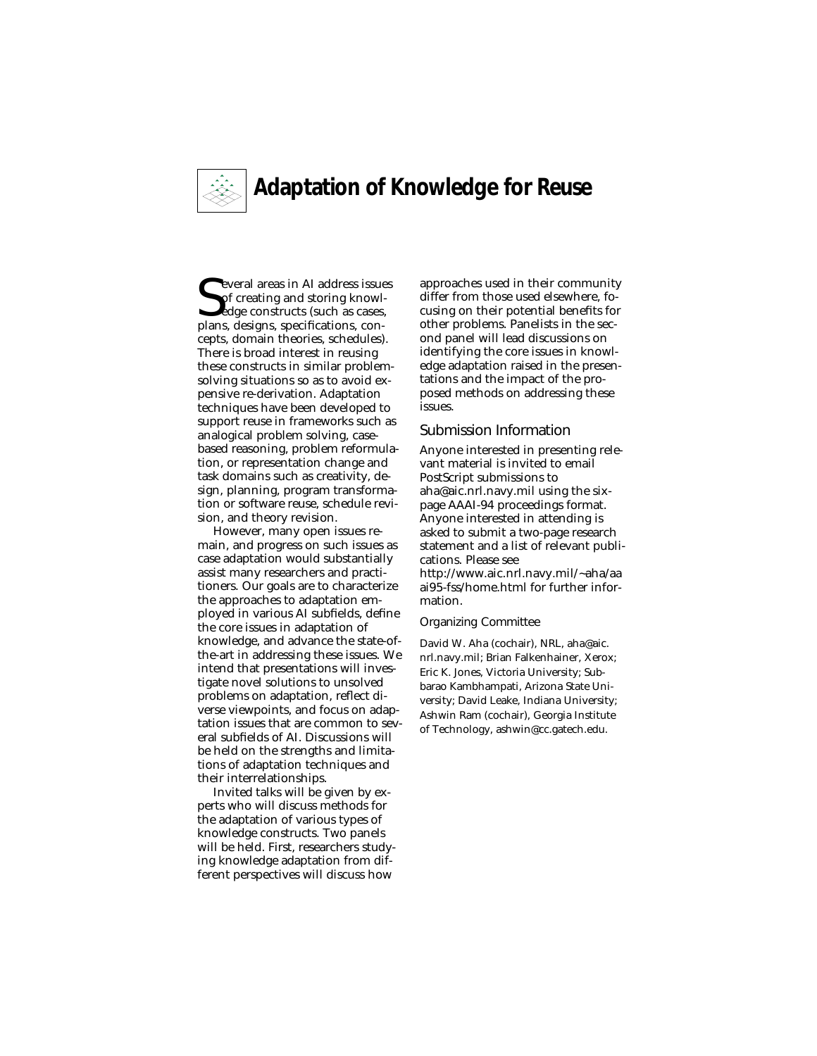# Adaptation of Knowledge for Reuse

Several areas in AI address issues of creating and storing knowledge constructs (such as cases, plans, designs, specifications, concepts, domain theories, schedules). There is broad interest in reusing these constructs in similar problem-solving situations so as to avoid expensive re-derivation. Adaptation techniques have been developed to support reuse in frameworks such as analogical problem solving, case-based reasoning, problem reformulation, or representation change and task domains such as creativity, design, planning, program transformation or software reuse, schedule revision, and theory revision.

However, many open issues remain, and progress on such issues as case adaptation would substantially assist many researchers and practitioners. Our goals are to characterize the approaches to adaptation employed in various AI subfields, define the core issues in adaptation of knowledge, and advance the state-of-the-art in addressing these issues. We intend that presentations will investigate novel solutions to unsolved problems on adaptation, reflect diverse viewpoints, and focus on adaptation issues that are common to several subfields of AI. Discussions will be held on the strengths and limitations of adaptation techniques and their interrelationships.

Invited talks will be given by experts who will discuss methods for the adaptation of various types of knowledge constructs. Two panels will be held. First, researchers studying knowledge adaptation from different perspectives will discuss how approaches used in their community differ from those used elsewhere, focusing on their potential benefits for other problems. Panelists in the second panel will lead discussions on identifying the core issues in knowledge adaptation raised in the presentations and the impact of the proposed methods on addressing these issues.

## Submission Information

Anyone interested in presenting relevant material is invited to email PostScript submissions to aha@aic.nrl.navy.mil using the six-page AAAI-94 proceedings format. Anyone interested in attending is asked to submit a two-page research statement and a list of relevant publications. Please see http://www.aic.nrl.navy.mil/~aha/aaai95-fss/home.html for further information.

### Organizing Committee

David W. Aha (cochair), NRL, aha@aic.nrl.navy.mil; Brian Falkenhainer, Xerox; Eric K. Jones, Victoria University; Subbarao Kambhampati, Arizona State University; David Leake, Indiana University; Ashwin Ram (cochair), Georgia Institute of Technology, ashwin@cc.gatech.edu.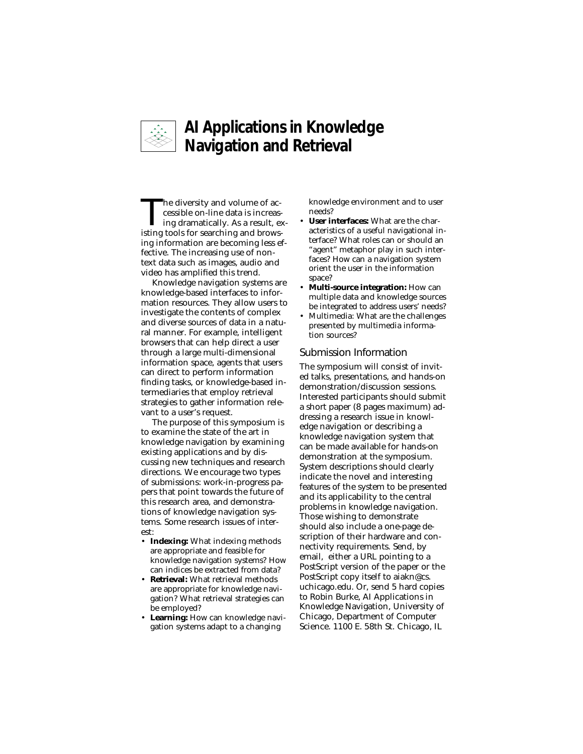# AI Applications in Knowledge Navigation and Retrieval

The diversity and volume of accessible on-line data is increasing dramatically. As a result, existing tools for searching and browsing information are becoming less effective. The increasing use of non-text data such as images, audio and video has amplified this trend.

Knowledge navigation systems are knowledge-based interfaces to information resources. They allow users to investigate the contents of complex and diverse sources of data in a natural manner. For example, intelligent browsers that can help direct a user through a large multi-dimensional information space, agents that users can direct to perform information finding tasks, or knowledge-based intermediaries that employ retrieval strategies to gather information relevant to a user's request.

The purpose of this symposium is to examine the state of the art in knowledge navigation by examining existing applications and by discussing new techniques and research directions. We encourage two types of submissions: work-in-progress papers that point towards the future of this research area, and demonstrations of knowledge navigation systems. Some research issues of interest:

- **Indexing:** What indexing methods are appropriate and feasible for knowledge navigation systems? How can indices be extracted from data?
- **Retrieval:** What retrieval methods are appropriate for knowledge navigation? What retrieval strategies can be employed?
- **Learning:** How can knowledge navigation systems adapt to a changing knowledge environment and to user needs?
- **User interfaces:** What are the characteristics of a useful navigational interface? What roles can or should an "agent" metaphor play in such interfaces? How can a navigation system orient the user in the information space?
- **Multi-source integration:** How can multiple data and knowledge sources be integrated to address users' needs?
- Multimedia: What are the challenges presented by multimedia information sources?

## Submission Information

The symposium will consist of invited talks, presentations, and hands-on demonstration/discussion sessions. Interested participants should submit a short paper (8 pages maximum) addressing a research issue in knowledge navigation or describing a knowledge navigation system that can be made available for hands-on demonstration at the symposium. System descriptions should clearly indicate the novel and interesting features of the system to be presented and its applicability to the central problems in knowledge navigation. Those wishing to demonstrate should also include a one-page description of their hardware and connectivity requirements. Send, by email, either a URL pointing to a PostScript version of the paper or the PostScript copy itself to aiakn@cs.uchicago.edu. Or, send 5 hard copies to Robin Burke, AI Applications in Knowledge Navigation, University of Chicago, Department of Computer Science. 1100 E. 58th St. Chicago, IL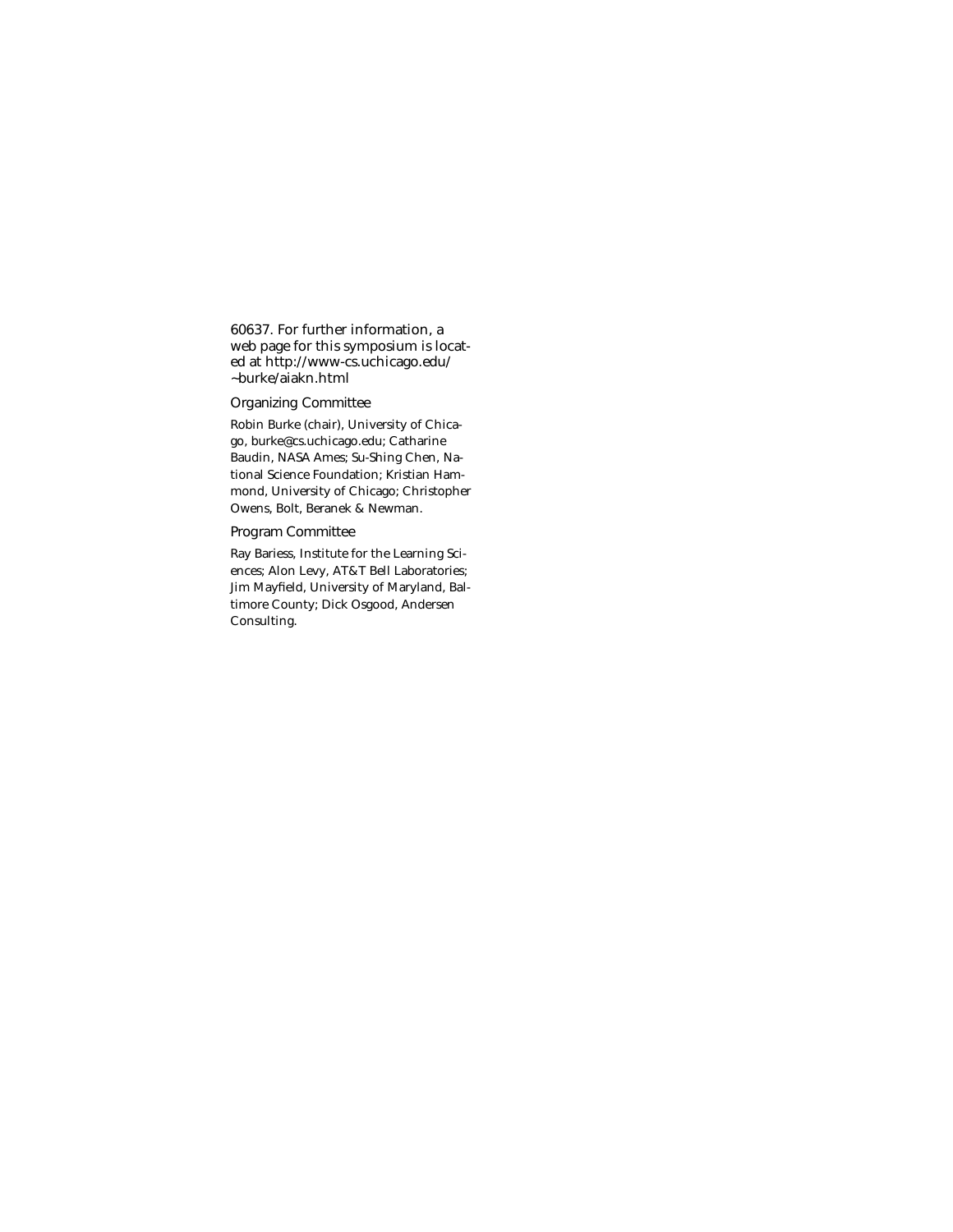60637. For further information, a web page for this symposium is located at http://www-cs.uchicago.edu/~burke/aiakn.html

### Organizing Committee

Robin Burke (chair), University of Chicago, burke@cs.uchicago.edu; Catharine Baudin, NASA Ames; Su-Shing Chen, National Science Foundation; Kristian Hammond, University of Chicago; Christopher Owens, Bolt, Beranek & Newman.

### Program Committee

Ray Bariess, Institute for the Learning Sciences; Alon Levy, AT&T Bell Laboratories; Jim Mayfield, University of Maryland, Baltimore County; Dick Osgood, Andersen Consulting.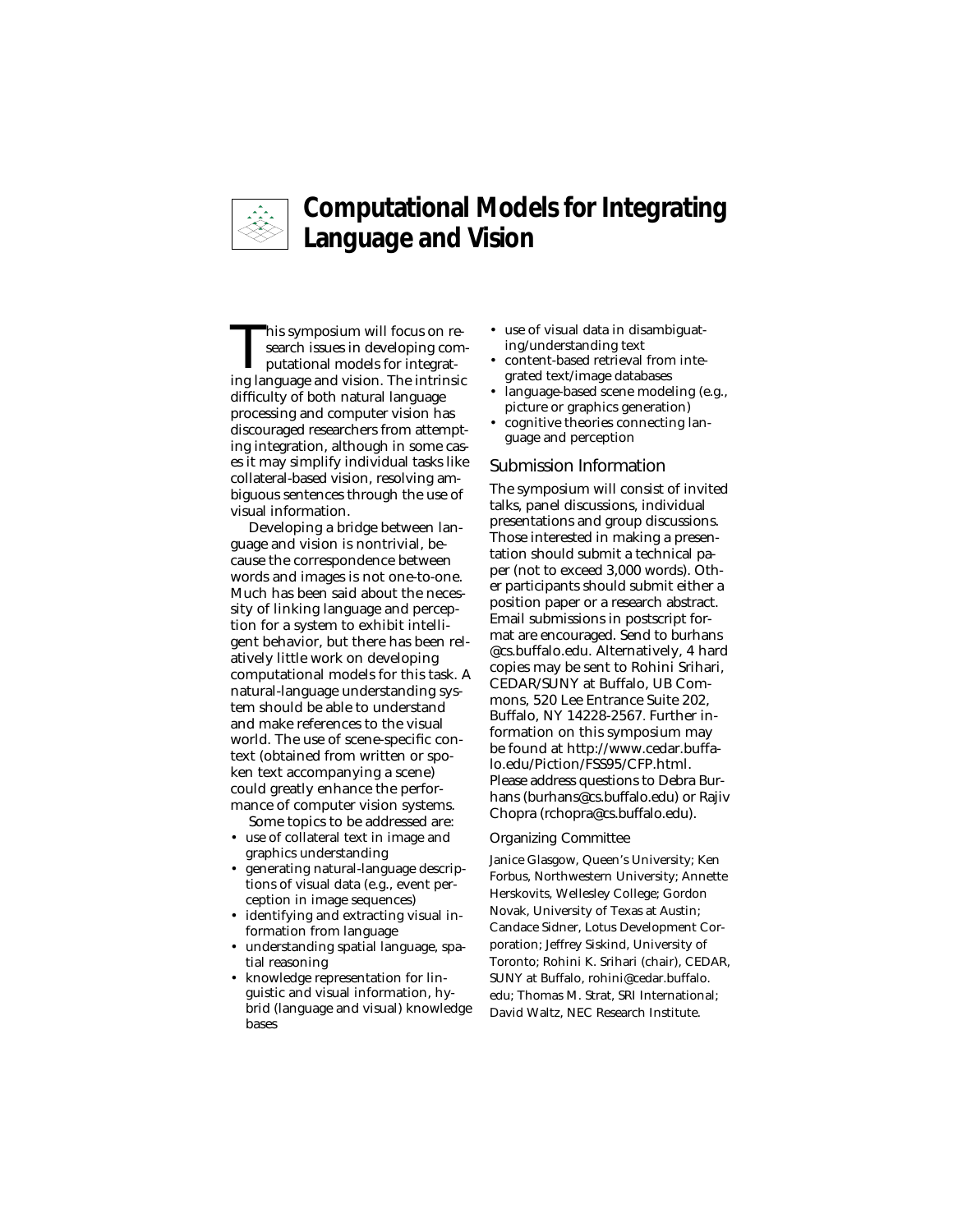# Computational Models for Integrating Language and Vision

This symposium will focus on research issues in developing computational models for integrating language and vision. The intrinsic difficulty of both natural language processing and computer vision has discouraged researchers from attempting integration, although in some cases it may simplify individual tasks like collateral-based vision, resolving ambiguous sentences through the use of visual information.

Developing a bridge between language and vision is nontrivial, because the correspondence between words and images is not one-to-one. Much has been said about the necessity of linking language and perception for a system to exhibit intelligent behavior, but there has been relatively little work on developing computational models for this task. A natural-language understanding system should be able to understand and make references to the visual world. The use of scene-specific context (obtained from written or spoken text accompanying a scene) could greatly enhance the performance of computer vision systems.

Some topics to be addressed are:

- use of collateral text in image and graphics understanding
- generating natural-language descriptions of visual data (e.g., event perception in image sequences)
- identifying and extracting visual information from language
- understanding spatial language, spatial reasoning
- knowledge representation for linguistic and visual information, hybrid (language and visual) knowledge bases
- use of visual data in disambiguating/understanding text
- content-based retrieval from integrated text/image databases
- language-based scene modeling (e.g., picture or graphics generation)
- cognitive theories connecting language and perception

## Submission Information

The symposium will consist of invited talks, panel discussions, individual presentations and group discussions. Those interested in making a presentation should submit a technical paper (not to exceed 3,000 words). Other participants should submit either a position paper or a research abstract. Email submissions in postscript format are encouraged. Send to burhans@cs.buffalo.edu. Alternatively, 4 hard copies may be sent to Rohini Srihari, CEDAR/SUNY at Buffalo, UB Commons, 520 Lee Entrance Suite 202, Buffalo, NY 14228-2567. Further information on this symposium may be found at http://www.cedar.buffalo.edu/Piction/FSS95/CFP.html. Please address questions to Debra Burhans (burhans@cs.buffalo.edu) or Rajiv Chopra (rchopra@cs.buffalo.edu).

### Organizing Committee

Janice Glasgow, Queen's University; Ken Forbus, Northwestern University; Annette Herskovits, Wellesley College; Gordon Novak, University of Texas at Austin; Candace Sidner, Lotus Development Corporation; Jeffrey Siskind, University of Toronto; Rohini K. Srihari (chair), CEDAR, SUNY at Buffalo, rohini@cedar.buffalo.edu; Thomas M. Strat, SRI International; David Waltz, NEC Research Institute.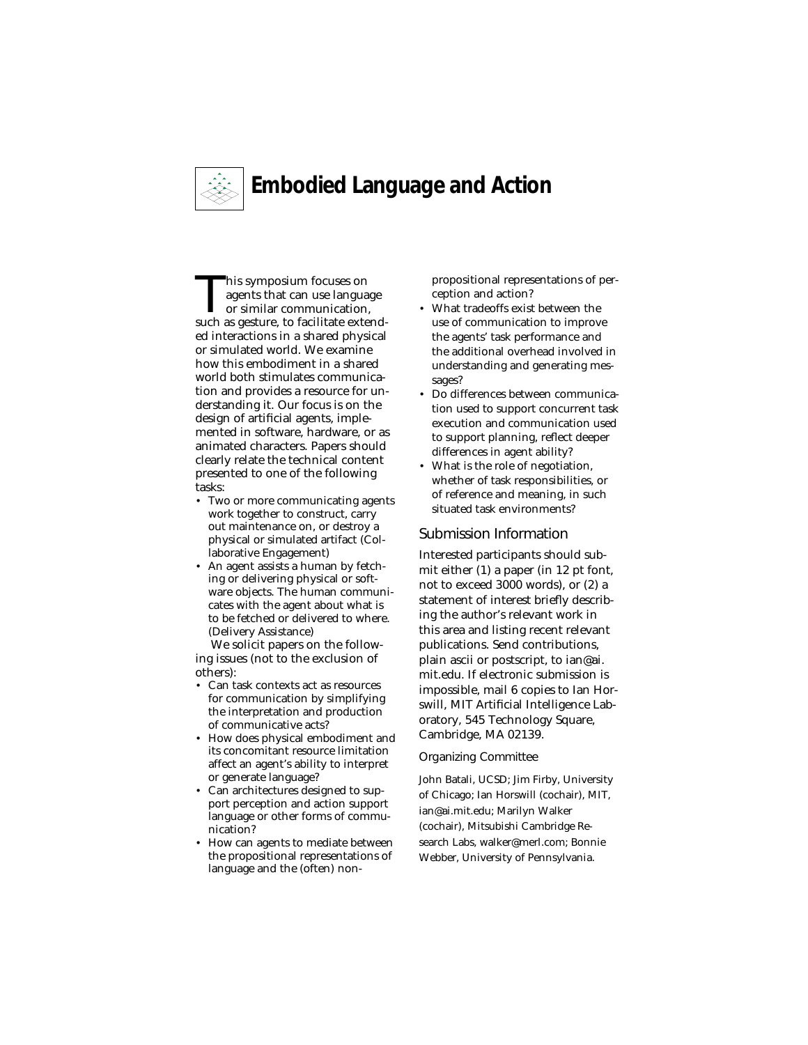# Embodied Language and Action

This symposium focuses on agents that can use language or similar communication, such as gesture, to facilitate extended interactions in a shared physical or simulated world. We examine how this embodiment in a shared world both stimulates communication and provides a resource for understanding it. Our focus is on the design of artificial agents, implemented in software, hardware, or as animated characters. Papers should clearly relate the technical content presented to one of the following tasks:

- Two or more communicating agents work together to construct, carry out maintenance on, or destroy a physical or simulated artifact (Collaborative Engagement)
- An agent assists a human by fetching or delivering physical or software objects. The human communicates with the agent about what is to be fetched or delivered to where. (Delivery Assistance)

We solicit papers on the following issues (not to the exclusion of others):

- Can task contexts act as resources for communication by simplifying the interpretation and production of communicative acts?
- How does physical embodiment and its concomitant resource limitation affect an agent's ability to interpret or generate language?
- Can architectures designed to support perception and action support language or other forms of communication?
- How can agents to mediate between the propositional representations of language and the (often) nonpropositional representations of perception and action?
- What tradeoffs exist between the use of communication to improve the agents' task performance and the additional overhead involved in understanding and generating messages?
- Do differences between communication used to support concurrent task execution and communication used to support planning, reflect deeper differences in agent ability?
- What is the role of negotiation, whether of task responsibilities, or of reference and meaning, in such situated task environments?

## Submission Information

Interested participants should submit either (1) a paper (in 12 pt font, not to exceed 3000 words), or (2) a statement of interest briefly describing the author's relevant work in this area and listing recent relevant publications. Send contributions, plain ascii or postscript, to ian@ai.mit.edu. If electronic submission is impossible, mail 6 copies to Ian Horswill, MIT Artificial Intelligence Laboratory, 545 Technology Square, Cambridge, MA 02139.

### Organizing Committee

John Batali, UCSD; Jim Firby, University of Chicago; Ian Horswill (cochair), MIT, ian@ai.mit.edu; Marilyn Walker (cochair), Mitsubishi Cambridge Research Labs, walker@merl.com; Bonnie Webber, University of Pennsylvania.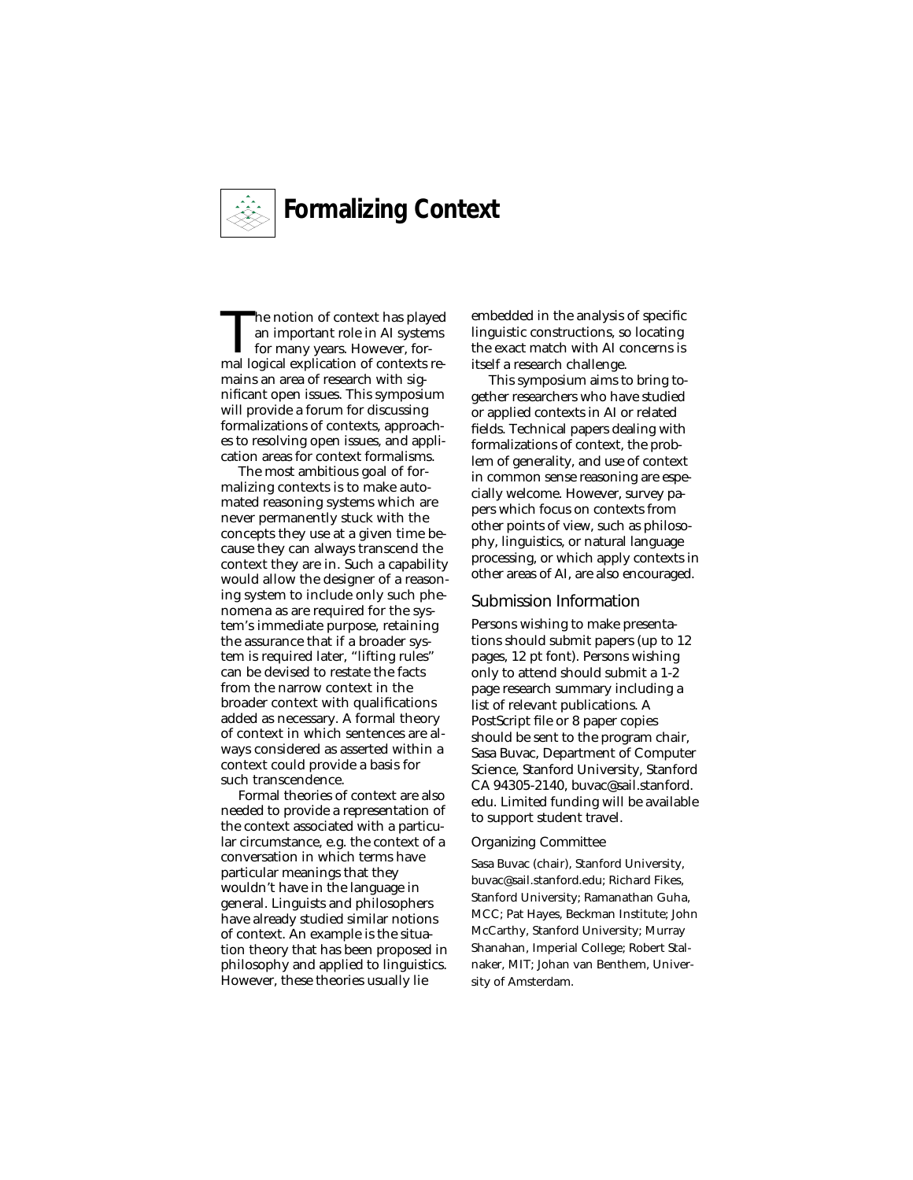# Formalizing Context

The notion of context has played an important role in AI systems for many years. However, formal logical explication of contexts remains an area of research with significant open issues. This symposium will provide a forum for discussing formalizations of contexts, approaches to resolving open issues, and application areas for context formalisms.

The most ambitious goal of formalizing contexts is to make automated reasoning systems which are never permanently stuck with the concepts they use at a given time because they can always transcend the context they are in. Such a capability would allow the designer of a reasoning system to include only such phenomena as are required for the system's immediate purpose, retaining the assurance that if a broader system is required later, "lifting rules" can be devised to restate the facts from the narrow context in the broader context with qualifications added as necessary. A formal theory of context in which sentences are always considered as asserted within a context could provide a basis for such transcendence.

Formal theories of context are also needed to provide a representation of the context associated with a particular circumstance, e.g. the context of a conversation in which terms have particular meanings that they wouldn't have in the language in general. Linguists and philosophers have already studied similar notions of context. An example is the situation theory that has been proposed in philosophy and applied to linguistics. However, these theories usually lie embedded in the analysis of specific linguistic constructions, so locating the exact match with AI concerns is itself a research challenge.

This symposium aims to bring together researchers who have studied or applied contexts in AI or related fields. Technical papers dealing with formalizations of context, the problem of generality, and use of context in common sense reasoning are especially welcome. However, survey papers which focus on contexts from other points of view, such as philosophy, linguistics, or natural language processing, or which apply contexts in other areas of AI, are also encouraged.

## Submission Information

Persons wishing to make presentations should submit papers (up to 12 pages, 12 pt font). Persons wishing only to attend should submit a 1-2 page research summary including a list of relevant publications. A PostScript file or 8 paper copies should be sent to the program chair, Sasa Buvac, Department of Computer Science, Stanford University, Stanford CA 94305-2140, buvac@sail.stanford.edu. Limited funding will be available to support student travel.

### Organizing Committee

Sasa Buvac (chair), Stanford University, buvac@sail.stanford.edu; Richard Fikes, Stanford University; Ramanathan Guha, MCC; Pat Hayes, Beckman Institute; John McCarthy, Stanford University; Murray Shanahan, Imperial College; Robert Stalnaker, MIT; Johan van Benthem, University of Amsterdam.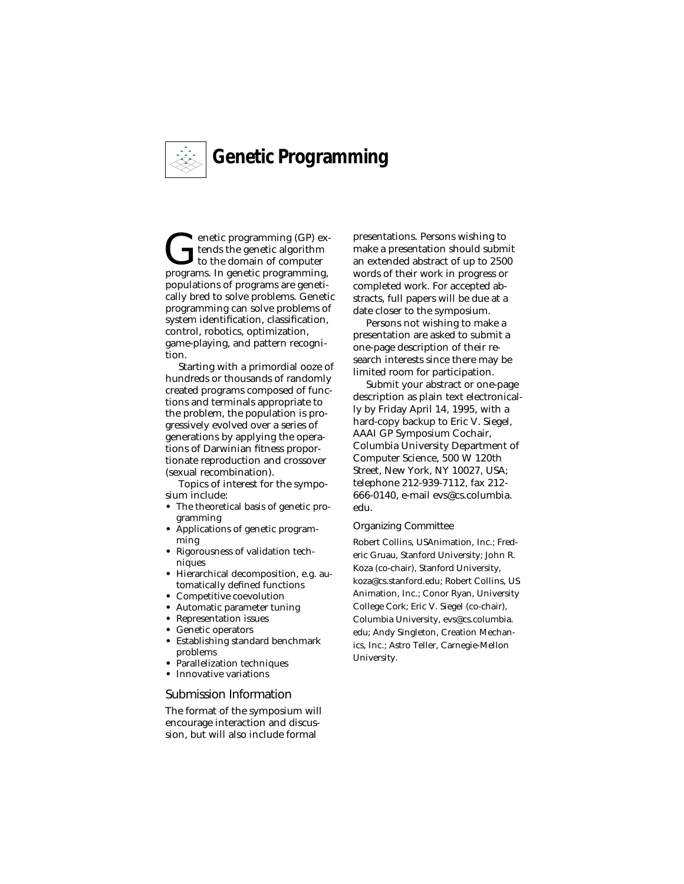# Genetic Programming

Genetic programming (GP) extends the genetic algorithm to the domain of computer programs. In genetic programming, populations of programs are genetically bred to solve problems. Genetic programming can solve problems of system identification, classification, control, robotics, optimization, game-playing, and pattern recognition.

Starting with a primordial ooze of hundreds or thousands of randomly created programs composed of functions and terminals appropriate to the problem, the population is progressively evolved over a series of generations by applying the operations of Darwinian fitness proportionate reproduction and crossover (sexual recombination).

Topics of interest for the symposium include:

- The theoretical basis of genetic programming
- Applications of genetic programming
- Rigorousness of validation techniques
- Hierarchical decomposition, e.g. automatically defined functions
- Competitive coevolution
- Automatic parameter tuning
- Representation issues
- Genetic operators
- Establishing standard benchmark problems
- Parallelization techniques
- Innovative variations

## Submission Information

The format of the symposium will encourage interaction and discussion, but will also include formal presentations. Persons wishing to make a presentation should submit an extended abstract of up to 2500 words of their work in progress or completed work. For accepted abstracts, full papers will be due at a date closer to the symposium.

Persons not wishing to make a presentation are asked to submit a one-page description of their research interests since there may be limited room for participation.

Submit your abstract or one-page description as plain text electronically by Friday April 14, 1995, with a hard-copy backup to Eric V. Siegel, AAAI GP Symposium Cochair, Columbia University Department of Computer Science, 500 W 120th Street, New York, NY 10027, USA; telephone 212-939-7112, fax 212-666-0140, e-mail evs@cs.columbia.edu.

### Organizing Committee

Robert Collins, USAnimation, Inc.; Frederic Gruau, Stanford University; John R. Koza (co-chair), Stanford University, koza@cs.stanford.edu; Robert Collins, US Animation, Inc.; Conor Ryan, University College Cork; Eric V. Siegel (co-chair), Columbia University, evs@cs.columbia.edu; Andy Singleton, Creation Mechanics, Inc.; Astro Teller, Carnegie-Mellon University.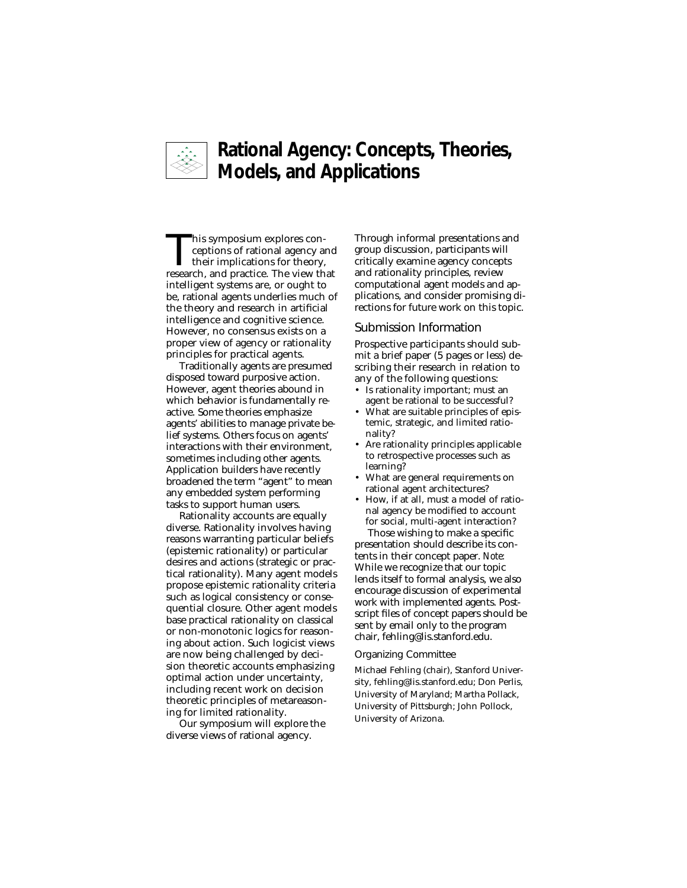# Rational Agency: Concepts, Theories, Models, and Applications

This symposium explores conceptions of rational agency and their implications for theory, research, and practice. The view that intelligent systems are, or ought to be, rational agents underlies much of the theory and research in artificial intelligence and cognitive science. However, no consensus exists on a proper view of agency or rationality principles for practical agents.

Traditionally agents are presumed disposed toward purposive action. However, agent theories abound in which behavior is fundamentally reactive. Some theories emphasize agents' abilities to manage private belief systems. Others focus on agents' interactions with their environment, sometimes including other agents. Application builders have recently broadened the term "agent" to mean any embedded system performing tasks to support human users.

Rationality accounts are equally diverse. Rationality involves having reasons warranting particular beliefs (epistemic rationality) or particular desires and actions (strategic or practical rationality). Many agent models propose epistemic rationality criteria such as logical consistency or consequential closure. Other agent models base practical rationality on classical or non-monotonic logics for reasoning about action. Such logicist views are now being challenged by decision theoretic accounts emphasizing optimal action under uncertainty, including recent work on decision theoretic principles of metareasoning for limited rationality.

Our symposium will explore the diverse views of rational agency. Through informal presentations and group discussion, participants will critically examine agency concepts and rationality principles, review computational agent models and applications, and consider promising directions for future work on this topic.

## Submission Information

Prospective participants should submit a brief paper (5 pages or less) describing their research in relation to any of the following questions:

- Is rationality important; must an agent be rational to be successful?
- What are suitable principles of epistemic, strategic, and limited rationality?
- Are rationality principles applicable to retrospective processes such as learning?
- What are general requirements on rational agent architectures?
- How, if at all, must a model of rational agency be modified to account for social, multi-agent interaction?

Those wishing to make a specific presentation should describe its contents in their concept paper. *Note*: While we recognize that our topic lends itself to formal analysis, we also encourage discussion of experimental work with implemented agents. Postscript files of concept papers should be sent by email only to the program chair, fehling@lis.stanford.edu.

### Organizing Committee

Michael Fehling (chair), Stanford University, fehling@lis.stanford.edu; Don Perlis, University of Maryland; Martha Pollack, University of Pittsburgh; John Pollock, University of Arizona.